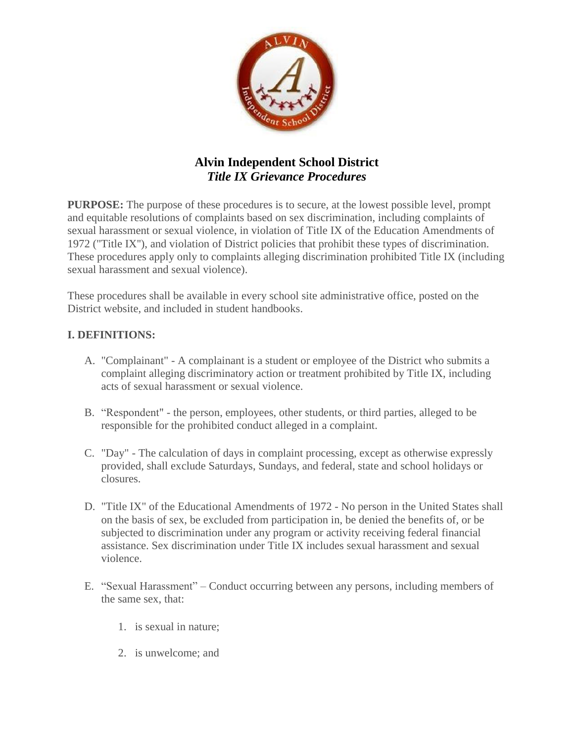# Alvin Independent School District
## *Title IX Grievance Procedures*

**PURPOSE:** The purpose of these procedures is to secure, at the lowest possible level, prompt and equitable resolutions of complaints based on sex discrimination, including complaints of sexual harassment or sexual violence, in violation of Title IX of the Education Amendments of 1972 ("Title IX"), and violation of District policies that prohibit these types of discrimination. These procedures apply only to complaints alleging discrimination prohibited Title IX (including sexual harassment and sexual violence).

These procedures shall be available in every school site administrative office, posted on the District website, and included in student handbooks.

### I. DEFINITIONS:

A. "Complainant" - A complainant is a student or employee of the District who submits a complaint alleging discriminatory action or treatment prohibited by Title IX, including acts of sexual harassment or sexual violence.

B. "Respondent" - the person, employees, other students, or third parties, alleged to be responsible for the prohibited conduct alleged in a complaint.

C. "Day" - The calculation of days in complaint processing, except as otherwise expressly provided, shall exclude Saturdays, Sundays, and federal, state and school holidays or closures.

D. "Title IX" of the Educational Amendments of 1972 - No person in the United States shall on the basis of sex, be excluded from participation in, be denied the benefits of, or be subjected to discrimination under any program or activity receiving federal financial assistance. Sex discrimination under Title IX includes sexual harassment and sexual violence.

E. "Sexual Harassment" – Conduct occurring between any persons, including members of the same sex, that:

   1. is sexual in nature;

   2. is unwelcome; and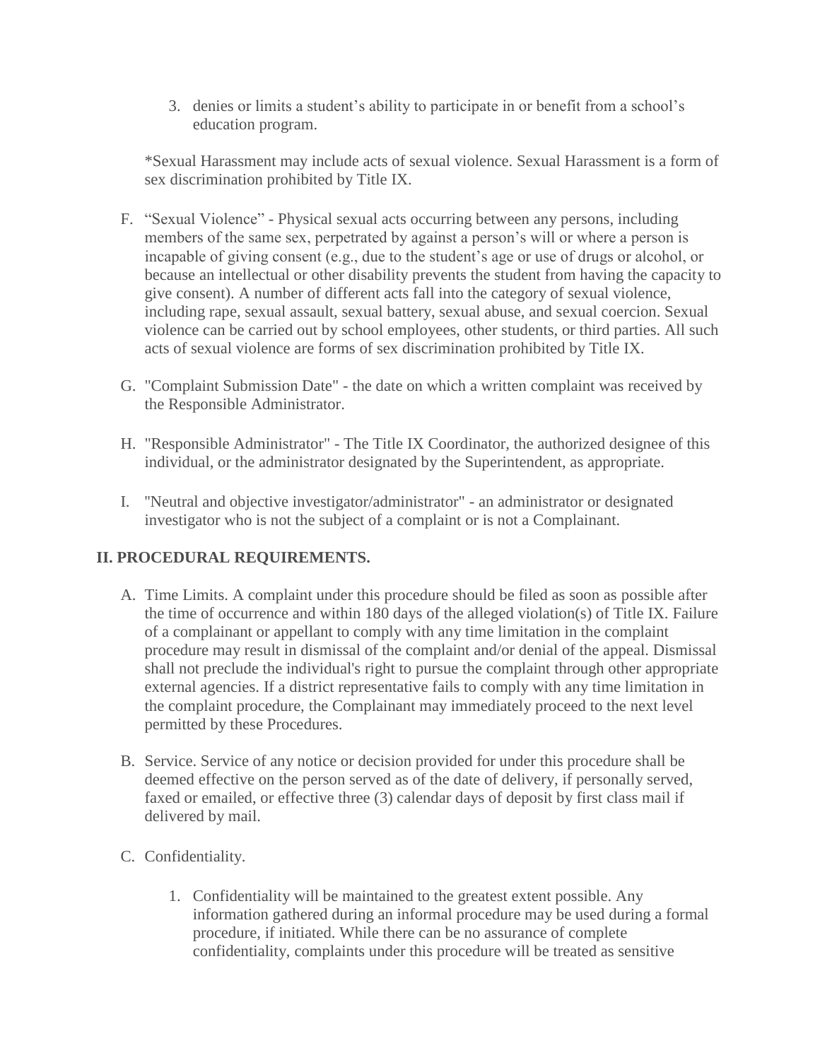3. denies or limits a student's ability to participate in or benefit from a school's education program.

*Sexual Harassment may include acts of sexual violence. Sexual Harassment is a form of sex discrimination prohibited by Title IX.

F. "Sexual Violence" - Physical sexual acts occurring between any persons, including members of the same sex, perpetrated by against a person's will or where a person is incapable of giving consent (e.g., due to the student's age or use of drugs or alcohol, or because an intellectual or other disability prevents the student from having the capacity to give consent). A number of different acts fall into the category of sexual violence, including rape, sexual assault, sexual battery, sexual abuse, and sexual coercion. Sexual violence can be carried out by school employees, other students, or third parties. All such acts of sexual violence are forms of sex discrimination prohibited by Title IX.

G. "Complaint Submission Date" - the date on which a written complaint was received by the Responsible Administrator.

H. "Responsible Administrator" - The Title IX Coordinator, the authorized designee of this individual, or the administrator designated by the Superintendent, as appropriate.

I. "Neutral and objective investigator/administrator" - an administrator or designated investigator who is not the subject of a complaint or is not a Complainant.

## II. PROCEDURAL REQUIREMENTS.

A. Time Limits. A complaint under this procedure should be filed as soon as possible after the time of occurrence and within 180 days of the alleged violation(s) of Title IX. Failure of a complainant or appellant to comply with any time limitation in the complaint procedure may result in dismissal of the complaint and/or denial of the appeal. Dismissal shall not preclude the individual's right to pursue the complaint through other appropriate external agencies. If a district representative fails to comply with any time limitation in the complaint procedure, the Complainant may immediately proceed to the next level permitted by these Procedures.

B. Service. Service of any notice or decision provided for under this procedure shall be deemed effective on the person served as of the date of delivery, if personally served, faxed or emailed, or effective three (3) calendar days of deposit by first class mail if delivered by mail.

C. Confidentiality.

1. Confidentiality will be maintained to the greatest extent possible. Any information gathered during an informal procedure may be used during a formal procedure, if initiated. While there can be no assurance of complete confidentiality, complaints under this procedure will be treated as sensitive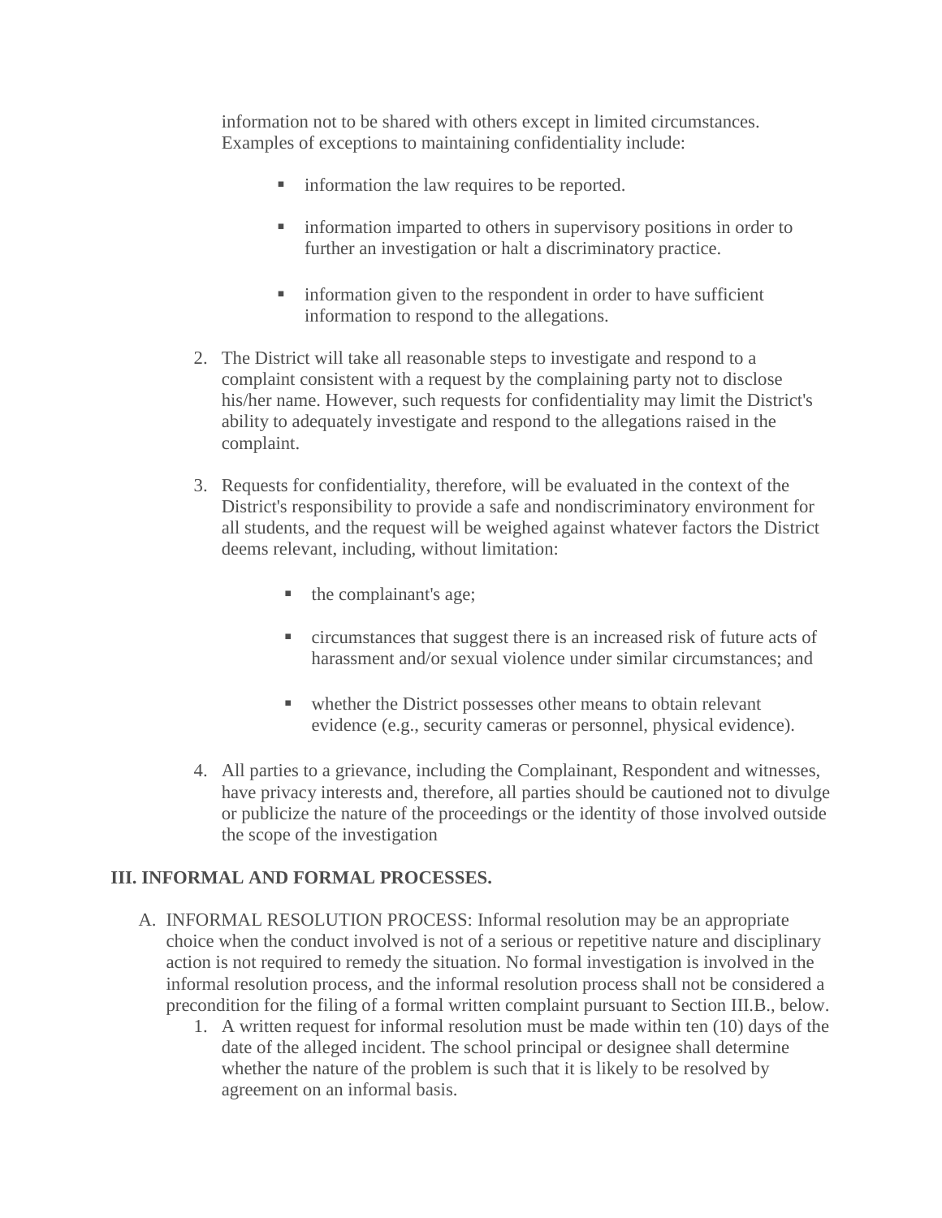information not to be shared with others except in limited circumstances. Examples of exceptions to maintaining confidentiality include:

- information the law requires to be reported.
- information imparted to others in supervisory positions in order to further an investigation or halt a discriminatory practice.
- information given to the respondent in order to have sufficient information to respond to the allegations.

2. The District will take all reasonable steps to investigate and respond to a complaint consistent with a request by the complaining party not to disclose his/her name. However, such requests for confidentiality may limit the District's ability to adequately investigate and respond to the allegations raised in the complaint.

3. Requests for confidentiality, therefore, will be evaluated in the context of the District's responsibility to provide a safe and nondiscriminatory environment for all students, and the request will be weighed against whatever factors the District deems relevant, including, without limitation:

   - the complainant's age;
   - circumstances that suggest there is an increased risk of future acts of harassment and/or sexual violence under similar circumstances; and
   - whether the District possesses other means to obtain relevant evidence (e.g., security cameras or personnel, physical evidence).

4. All parties to a grievance, including the Complainant, Respondent and witnesses, have privacy interests and, therefore, all parties should be cautioned not to divulge or publicize the nature of the proceedings or the identity of those involved outside the scope of the investigation

**III. INFORMAL AND FORMAL PROCESSES.**

A. INFORMAL RESOLUTION PROCESS: Informal resolution may be an appropriate choice when the conduct involved is not of a serious or repetitive nature and disciplinary action is not required to remedy the situation. No formal investigation is involved in the informal resolution process, and the informal resolution process shall not be considered a precondition for the filing of a formal written complaint pursuant to Section III.B., below.

   1. A written request for informal resolution must be made within ten (10) days of the date of the alleged incident. The school principal or designee shall determine whether the nature of the problem is such that it is likely to be resolved by agreement on an informal basis.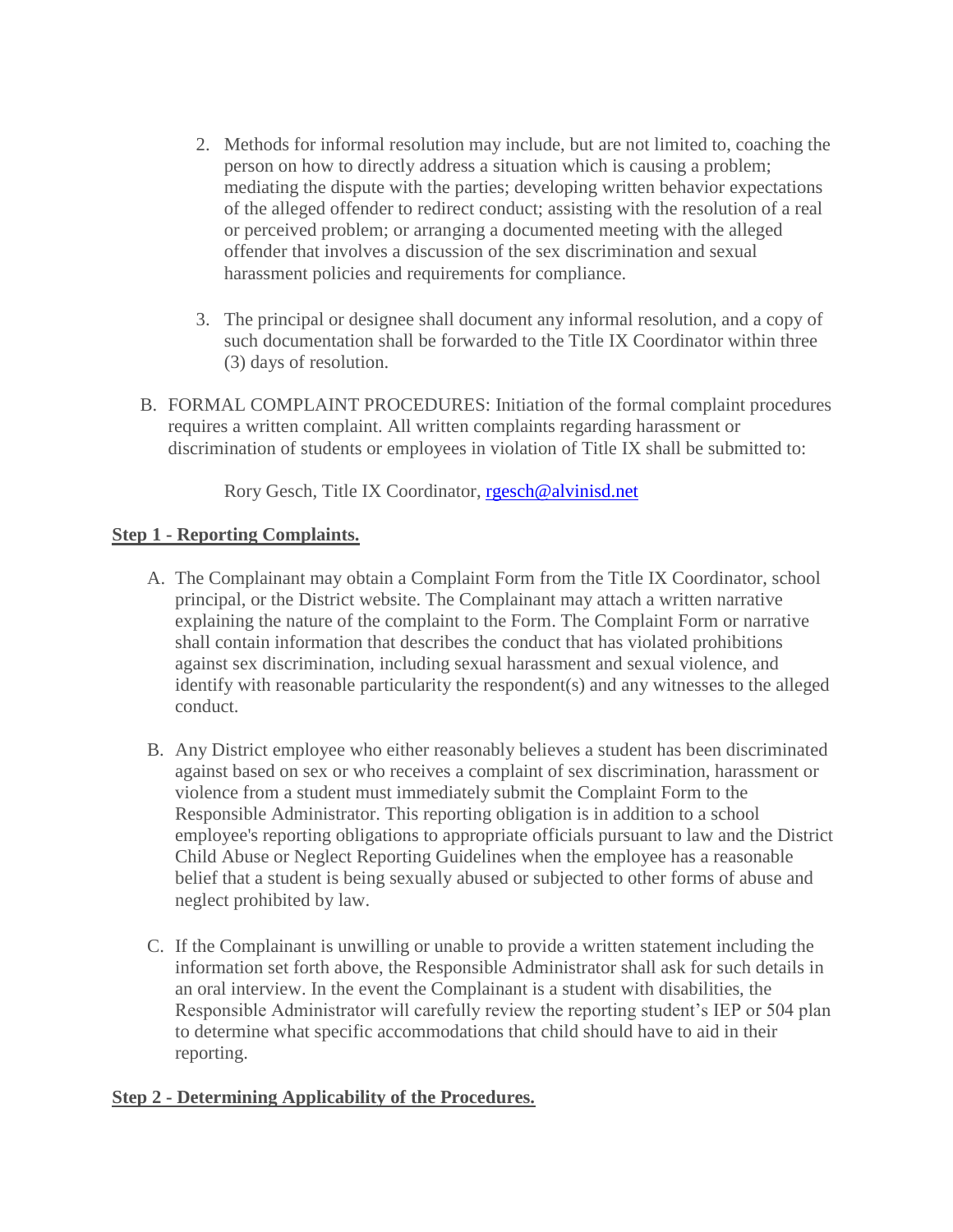2. Methods for informal resolution may include, but are not limited to, coaching the person on how to directly address a situation which is causing a problem; mediating the dispute with the parties; developing written behavior expectations of the alleged offender to redirect conduct; assisting with the resolution of a real or perceived problem; or arranging a documented meeting with the alleged offender that involves a discussion of the sex discrimination and sexual harassment policies and requirements for compliance.

3. The principal or designee shall document any informal resolution, and a copy of such documentation shall be forwarded to the Title IX Coordinator within three (3) days of resolution.

B. FORMAL COMPLAINT PROCEDURES: Initiation of the formal complaint procedures requires a written complaint. All written complaints regarding harassment or discrimination of students or employees in violation of Title IX shall be submitted to:

Rory Gesch, Title IX Coordinator, [rgesch@alvinisd.net](mailto:rgesch@alvinisd.net)

**Step 1 - Reporting Complaints.**

A. The Complainant may obtain a Complaint Form from the Title IX Coordinator, school principal, or the District website. The Complainant may attach a written narrative explaining the nature of the complaint to the Form. The Complaint Form or narrative shall contain information that describes the conduct that has violated prohibitions against sex discrimination, including sexual harassment and sexual violence, and identify with reasonable particularity the respondent(s) and any witnesses to the alleged conduct.

B. Any District employee who either reasonably believes a student has been discriminated against based on sex or who receives a complaint of sex discrimination, harassment or violence from a student must immediately submit the Complaint Form to the Responsible Administrator. This reporting obligation is in addition to a school employee's reporting obligations to appropriate officials pursuant to law and the District Child Abuse or Neglect Reporting Guidelines when the employee has a reasonable belief that a student is being sexually abused or subjected to other forms of abuse and neglect prohibited by law.

C. If the Complainant is unwilling or unable to provide a written statement including the information set forth above, the Responsible Administrator shall ask for such details in an oral interview. In the event the Complainant is a student with disabilities, the Responsible Administrator will carefully review the reporting student's IEP or 504 plan to determine what specific accommodations that child should have to aid in their reporting.

**Step 2 - Determining Applicability of the Procedures.**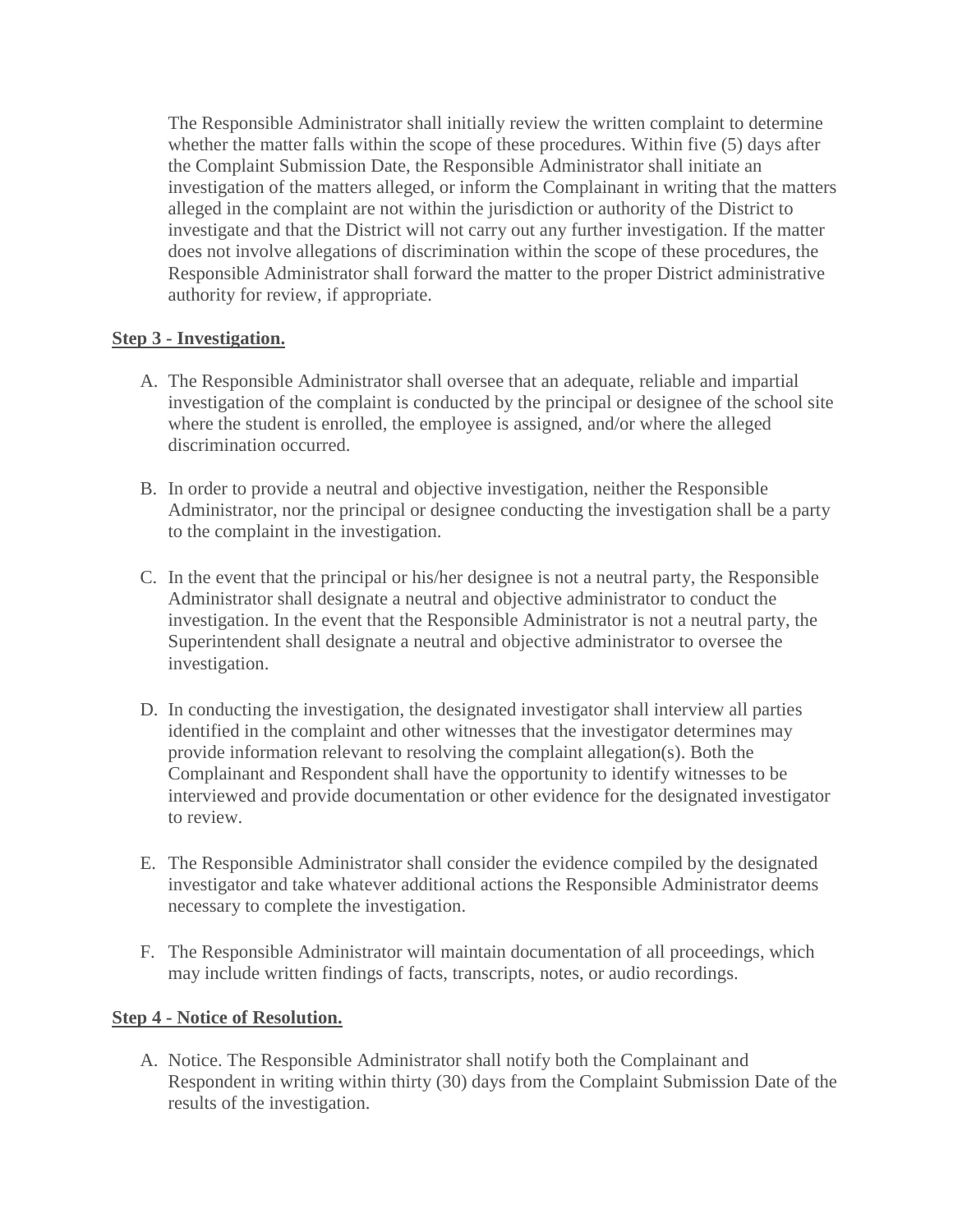The Responsible Administrator shall initially review the written complaint to determine whether the matter falls within the scope of these procedures. Within five (5) days after the Complaint Submission Date, the Responsible Administrator shall initiate an investigation of the matters alleged, or inform the Complainant in writing that the matters alleged in the complaint are not within the jurisdiction or authority of the District to investigate and that the District will not carry out any further investigation. If the matter does not involve allegations of discrimination within the scope of these procedures, the Responsible Administrator shall forward the matter to the proper District administrative authority for review, if appropriate.

**Step 3 - Investigation.**

A. The Responsible Administrator shall oversee that an adequate, reliable and impartial investigation of the complaint is conducted by the principal or designee of the school site where the student is enrolled, the employee is assigned, and/or where the alleged discrimination occurred.

B. In order to provide a neutral and objective investigation, neither the Responsible Administrator, nor the principal or designee conducting the investigation shall be a party to the complaint in the investigation.

C. In the event that the principal or his/her designee is not a neutral party, the Responsible Administrator shall designate a neutral and objective administrator to conduct the investigation. In the event that the Responsible Administrator is not a neutral party, the Superintendent shall designate a neutral and objective administrator to oversee the investigation.

D. In conducting the investigation, the designated investigator shall interview all parties identified in the complaint and other witnesses that the investigator determines may provide information relevant to resolving the complaint allegation(s). Both the Complainant and Respondent shall have the opportunity to identify witnesses to be interviewed and provide documentation or other evidence for the designated investigator to review.

E. The Responsible Administrator shall consider the evidence compiled by the designated investigator and take whatever additional actions the Responsible Administrator deems necessary to complete the investigation.

F. The Responsible Administrator will maintain documentation of all proceedings, which may include written findings of facts, transcripts, notes, or audio recordings.

**Step 4 - Notice of Resolution.**

A. Notice. The Responsible Administrator shall notify both the Complainant and Respondent in writing within thirty (30) days from the Complaint Submission Date of the results of the investigation.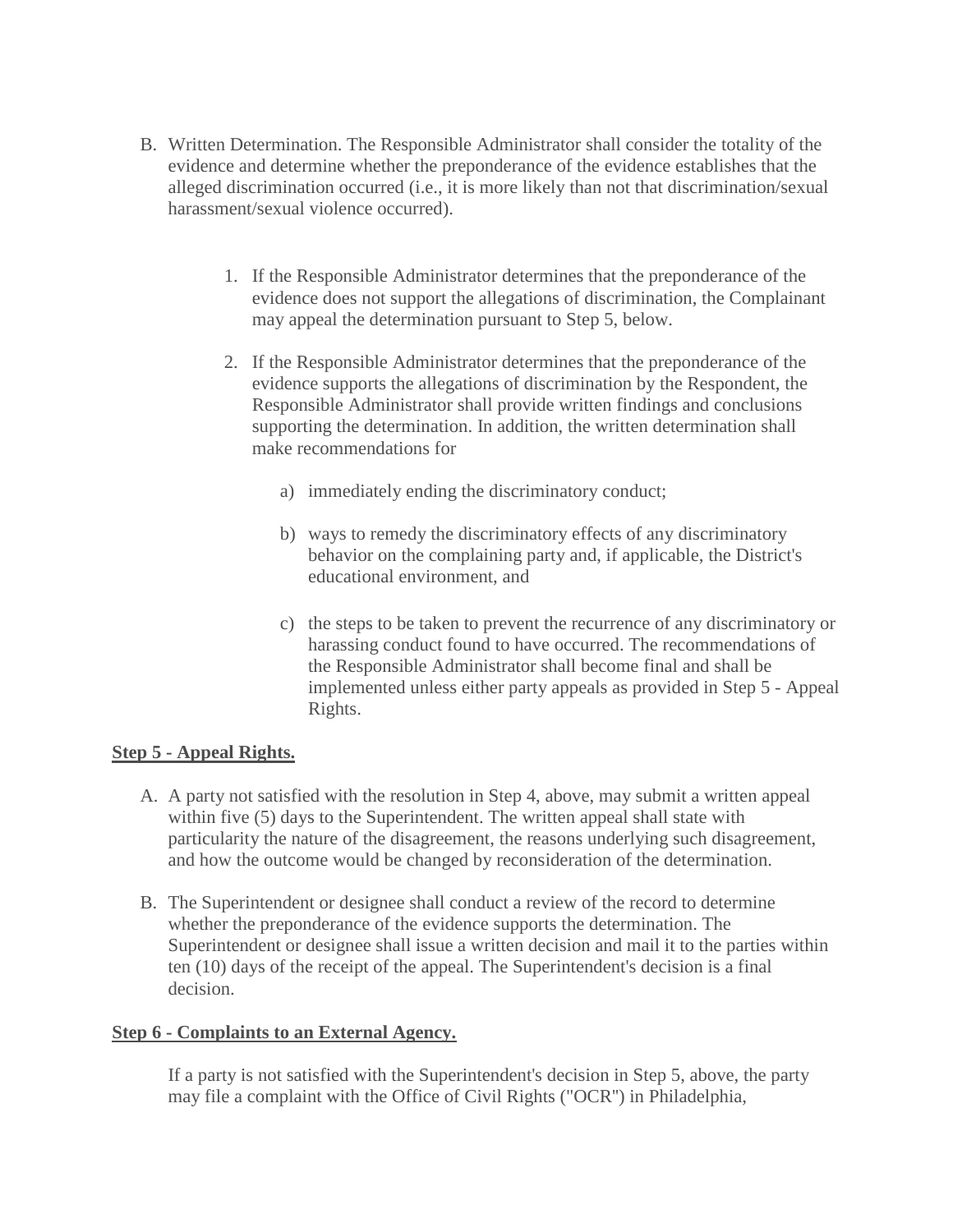B. Written Determination. The Responsible Administrator shall consider the totality of the evidence and determine whether the preponderance of the evidence establishes that the alleged discrimination occurred (i.e., it is more likely than not that discrimination/sexual harassment/sexual violence occurred).

1. If the Responsible Administrator determines that the preponderance of the evidence does not support the allegations of discrimination, the Complainant may appeal the determination pursuant to Step 5, below.

2. If the Responsible Administrator determines that the preponderance of the evidence supports the allegations of discrimination by the Respondent, the Responsible Administrator shall provide written findings and conclusions supporting the determination. In addition, the written determination shall make recommendations for

    a) immediately ending the discriminatory conduct;

    b) ways to remedy the discriminatory effects of any discriminatory behavior on the complaining party and, if applicable, the District's educational environment, and

    c) the steps to be taken to prevent the recurrence of any discriminatory or harassing conduct found to have occurred. The recommendations of the Responsible Administrator shall become final and shall be implemented unless either party appeals as provided in Step 5 - Appeal Rights.

**Step 5 - Appeal Rights.**

A. A party not satisfied with the resolution in Step 4, above, may submit a written appeal within five (5) days to the Superintendent. The written appeal shall state with particularity the nature of the disagreement, the reasons underlying such disagreement, and how the outcome would be changed by reconsideration of the determination.

B. The Superintendent or designee shall conduct a review of the record to determine whether the preponderance of the evidence supports the determination. The Superintendent or designee shall issue a written decision and mail it to the parties within ten (10) days of the receipt of the appeal. The Superintendent's decision is a final decision.

**Step 6 - Complaints to an External Agency.**

If a party is not satisfied with the Superintendent's decision in Step 5, above, the party may file a complaint with the Office of Civil Rights ("OCR") in Philadelphia,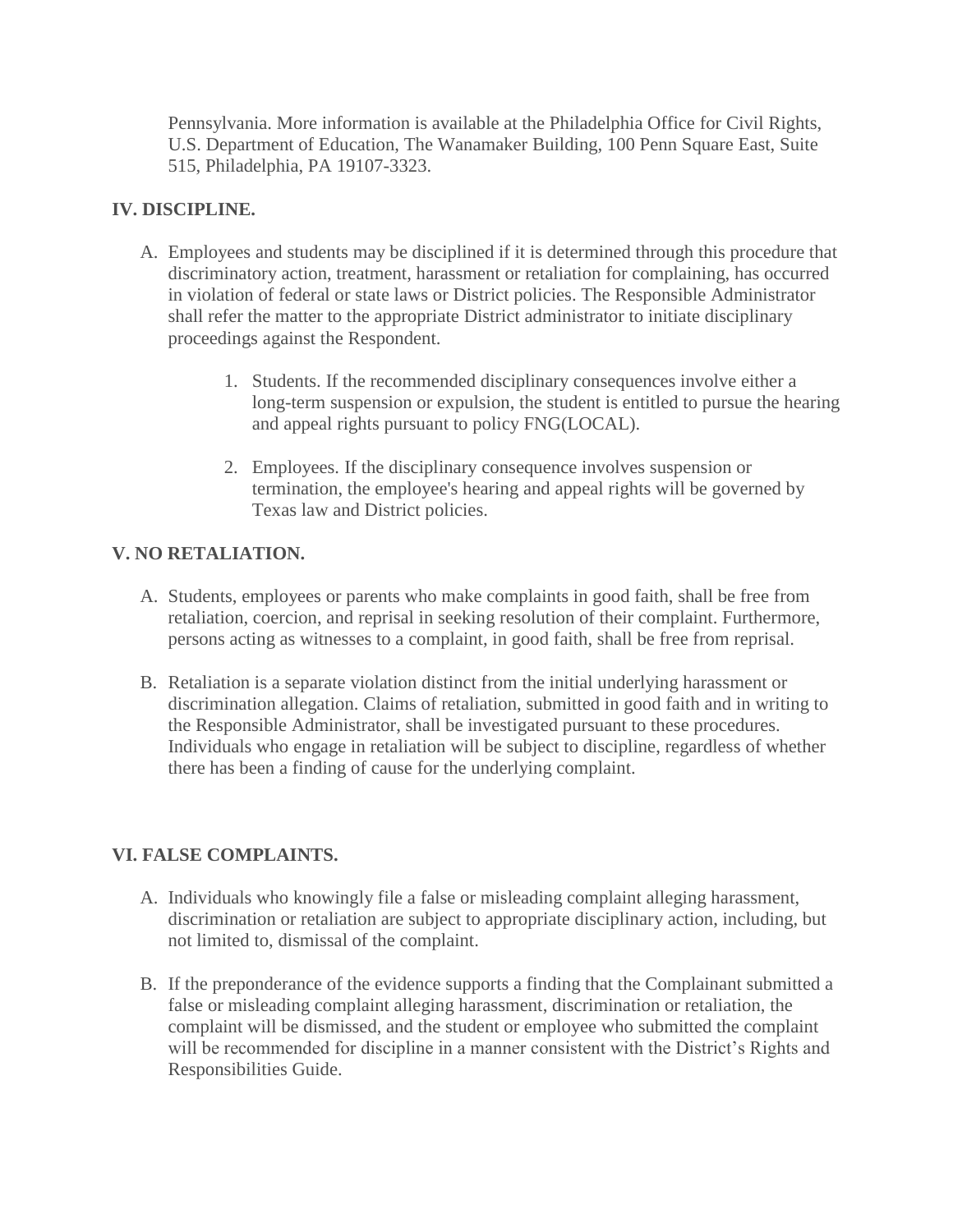Pennsylvania. More information is available at the Philadelphia Office for Civil Rights, U.S. Department of Education, The Wanamaker Building, 100 Penn Square East, Suite 515, Philadelphia, PA 19107-3323.

## IV. DISCIPLINE.

A. Employees and students may be disciplined if it is determined through this procedure that discriminatory action, treatment, harassment or retaliation for complaining, has occurred in violation of federal or state laws or District policies. The Responsible Administrator shall refer the matter to the appropriate District administrator to initiate disciplinary proceedings against the Respondent.

   1. Students. If the recommended disciplinary consequences involve either a long-term suspension or expulsion, the student is entitled to pursue the hearing and appeal rights pursuant to policy FNG(LOCAL).

   2. Employees. If the disciplinary consequence involves suspension or termination, the employee's hearing and appeal rights will be governed by Texas law and District policies.

## V. NO RETALIATION.

A. Students, employees or parents who make complaints in good faith, shall be free from retaliation, coercion, and reprisal in seeking resolution of their complaint. Furthermore, persons acting as witnesses to a complaint, in good faith, shall be free from reprisal.

B. Retaliation is a separate violation distinct from the initial underlying harassment or discrimination allegation. Claims of retaliation, submitted in good faith and in writing to the Responsible Administrator, shall be investigated pursuant to these procedures. Individuals who engage in retaliation will be subject to discipline, regardless of whether there has been a finding of cause for the underlying complaint.

## VI. FALSE COMPLAINTS.

A. Individuals who knowingly file a false or misleading complaint alleging harassment, discrimination or retaliation are subject to appropriate disciplinary action, including, but not limited to, dismissal of the complaint.

B. If the preponderance of the evidence supports a finding that the Complainant submitted a false or misleading complaint alleging harassment, discrimination or retaliation, the complaint will be dismissed, and the student or employee who submitted the complaint will be recommended for discipline in a manner consistent with the District's Rights and Responsibilities Guide.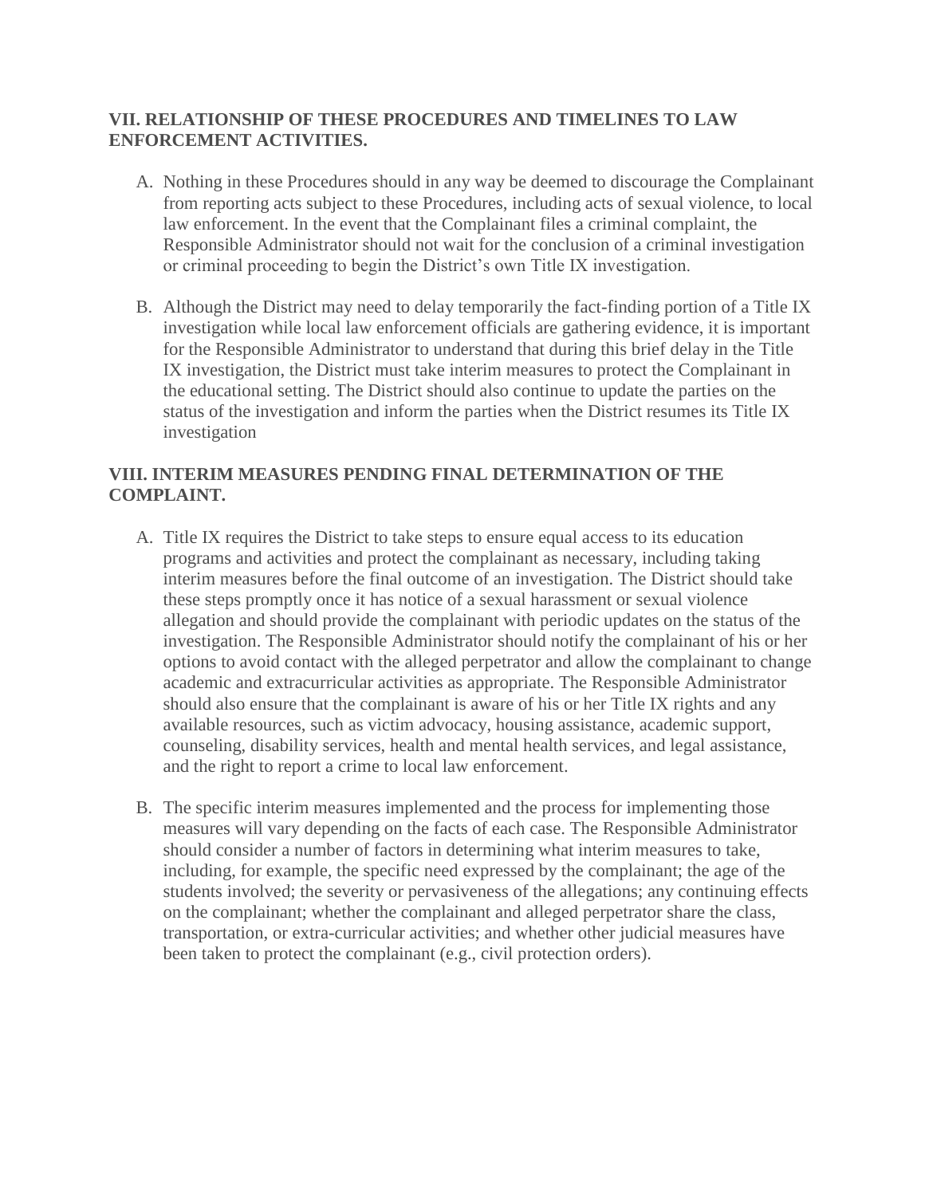**VII. RELATIONSHIP OF THESE PROCEDURES AND TIMELINES TO LAW ENFORCEMENT ACTIVITIES.**

A. Nothing in these Procedures should in any way be deemed to discourage the Complainant from reporting acts subject to these Procedures, including acts of sexual violence, to local law enforcement. In the event that the Complainant files a criminal complaint, the Responsible Administrator should not wait for the conclusion of a criminal investigation or criminal proceeding to begin the District's own Title IX investigation.

B. Although the District may need to delay temporarily the fact-finding portion of a Title IX investigation while local law enforcement officials are gathering evidence, it is important for the Responsible Administrator to understand that during this brief delay in the Title IX investigation, the District must take interim measures to protect the Complainant in the educational setting. The District should also continue to update the parties on the status of the investigation and inform the parties when the District resumes its Title IX investigation

**VIII. INTERIM MEASURES PENDING FINAL DETERMINATION OF THE COMPLAINT.**

A. Title IX requires the District to take steps to ensure equal access to its education programs and activities and protect the complainant as necessary, including taking interim measures before the final outcome of an investigation. The District should take these steps promptly once it has notice of a sexual harassment or sexual violence allegation and should provide the complainant with periodic updates on the status of the investigation. The Responsible Administrator should notify the complainant of his or her options to avoid contact with the alleged perpetrator and allow the complainant to change academic and extracurricular activities as appropriate. The Responsible Administrator should also ensure that the complainant is aware of his or her Title IX rights and any available resources, such as victim advocacy, housing assistance, academic support, counseling, disability services, health and mental health services, and legal assistance, and the right to report a crime to local law enforcement.

B. The specific interim measures implemented and the process for implementing those measures will vary depending on the facts of each case. The Responsible Administrator should consider a number of factors in determining what interim measures to take, including, for example, the specific need expressed by the complainant; the age of the students involved; the severity or pervasiveness of the allegations; any continuing effects on the complainant; whether the complainant and alleged perpetrator share the class, transportation, or extra-curricular activities; and whether other judicial measures have been taken to protect the complainant (e.g., civil protection orders).